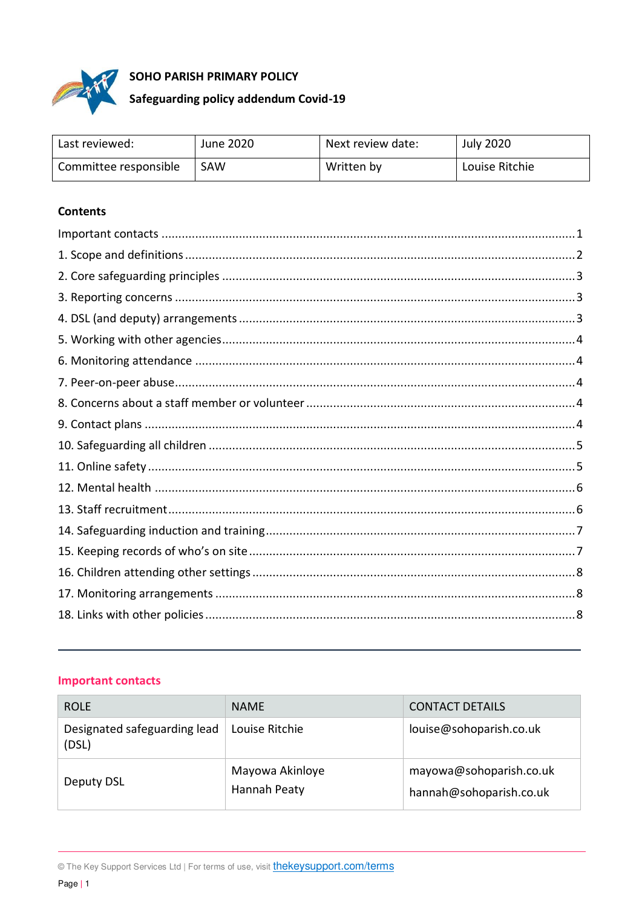**SOHO PARISH PRIMARY POLICY**

**Safeguarding policy addendum Covid-19**

| Last reviewed: | June 2020 | Next review date: | July 2020 |
|---|---|---|---|
| Committee responsible | SAW | Written by | Louise Ritchie |

**Contents**

Important contacts ........................................................................................................1

1. Scope and definitions ..................................................................................................2
2. Core safeguarding principles .......................................................................................3
3. Reporting concerns ....................................................................................................3
4. DSL (and deputy) arrangements ..................................................................................3
5. Working with other agencies........................................................................................4
6. Monitoring attendance ................................................................................................4
7. Peer-on-peer abuse.....................................................................................................4
8. Concerns about a staff member or volunteer ...............................................................4
9. Contact plans .............................................................................................................4
10. Safeguarding all children ............................................................................................5
11. Online safety .............................................................................................................5
12. Mental health ...........................................................................................................6
13. Staff recruitment........................................................................................................6
14. Safeguarding induction and training............................................................................7
15. Keeping records of who's on site ................................................................................7
16. Children attending other settings ................................................................................8
17. Monitoring arrangements ..........................................................................................8
18. Links with other policies .............................................................................................8

## Important contacts

| ROLE | NAME | CONTACT DETAILS |
|---|---|---|
| Designated safeguarding lead (DSL) | Louise Ritchie | louise@sohoparish.co.uk |
| Deputy DSL | Mayowa Akinloye<br>Hannah Peaty | mayowa@sohoparish.co.uk<br>hannah@sohoparish.co.uk |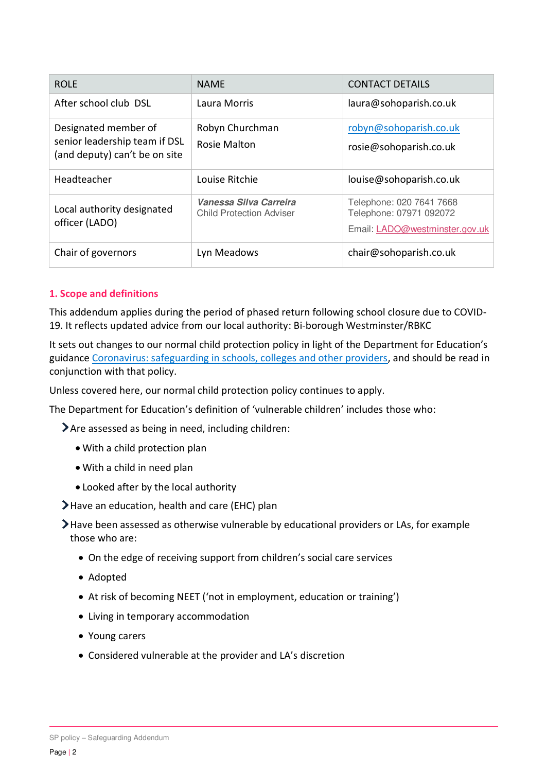| ROLE | NAME | CONTACT DETAILS |
|---|---|---|
| After school club DSL | Laura Morris | laura@sohoparish.co.uk |
| Designated member of senior leadership team if DSL (and deputy) can't be on site | Robyn Churchman<br>Rosie Malton | robyn@sohoparish.co.uk<br>rosie@sohoparish.co.uk |
| Headteacher | Louise Ritchie | louise@sohoparish.co.uk |
| Local authority designated officer (LADO) | ***Vanessa Silva Carreira***<br>Child Protection Adviser | Telephone: 020 7641 7668<br>Telephone: 07971 092072<br>Email: LADO@westminster.gov.uk |
| Chair of governors | Lyn Meadows | chair@sohoparish.co.uk |

## 1. Scope and definitions

This addendum applies during the period of phased return following school closure due to COVID-19. It reflects updated advice from our local authority: Bi-borough Westminster/RBKC

It sets out changes to our normal child protection policy in light of the Department for Education's guidance Coronavirus: safeguarding in schools, colleges and other providers, and should be read in conjunction with that policy.

Unless covered here, our normal child protection policy continues to apply.

The Department for Education's definition of 'vulnerable children' includes those who:

- Are assessed as being in need, including children:
  - With a child protection plan
  - With a child in need plan
  - Looked after by the local authority
- Have an education, health and care (EHC) plan
- Have been assessed as otherwise vulnerable by educational providers or LAs, for example those who are:
  - On the edge of receiving support from children's social care services
  - Adopted
  - At risk of becoming NEET ('not in employment, education or training')
  - Living in temporary accommodation
  - Young carers
  - Considered vulnerable at the provider and LA's discretion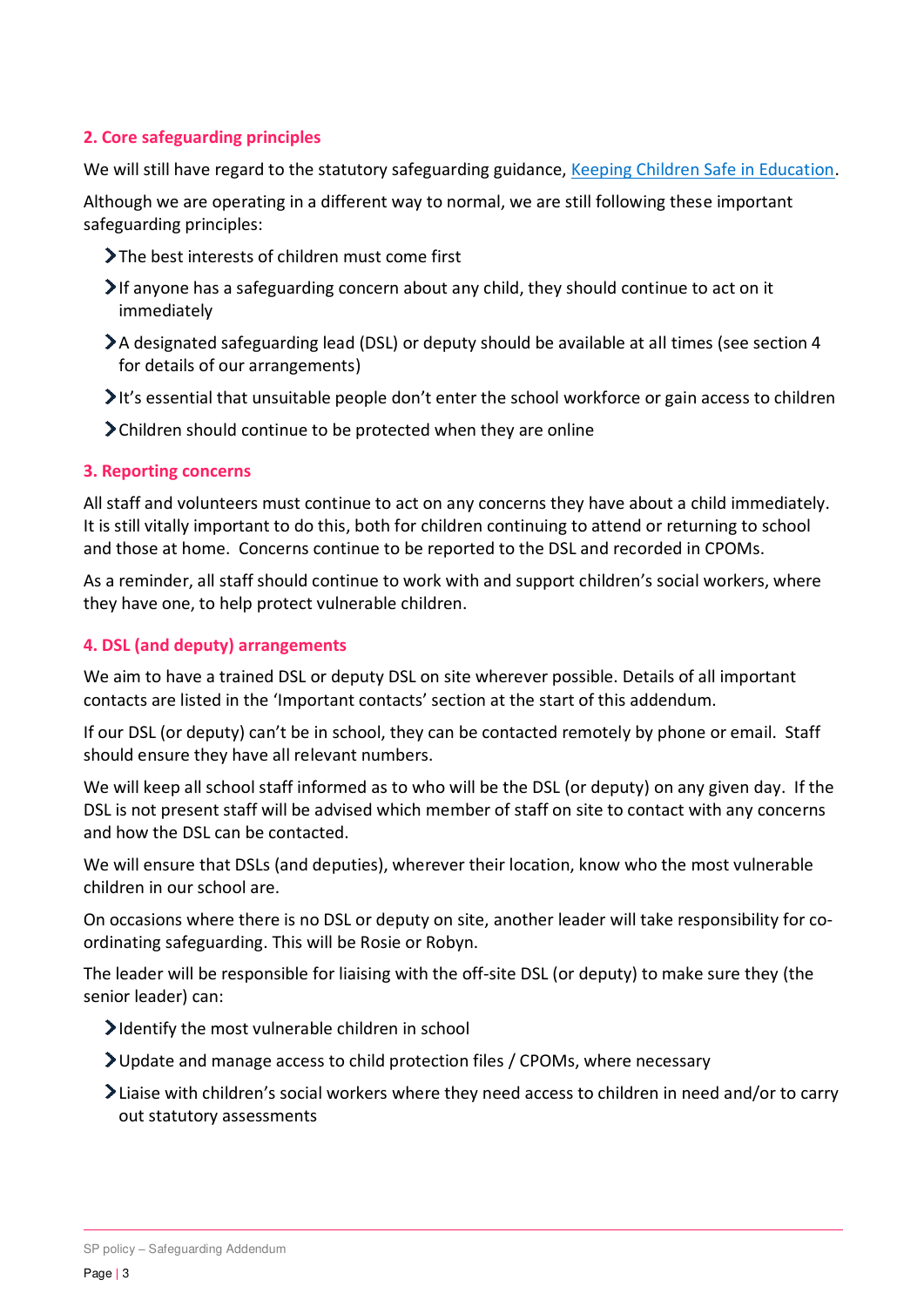## 2. Core safeguarding principles

We will still have regard to the statutory safeguarding guidance, [Keeping Children Safe in Education](https://www.gov.uk/government/publications/keeping-children-safe-in-education--2).

Although we are operating in a different way to normal, we are still following these important safeguarding principles:

- The best interests of children must come first
- If anyone has a safeguarding concern about any child, they should continue to act on it immediately
- A designated safeguarding lead (DSL) or deputy should be available at all times (see section 4 for details of our arrangements)
- It's essential that unsuitable people don't enter the school workforce or gain access to children
- Children should continue to be protected when they are online

## 3. Reporting concerns

All staff and volunteers must continue to act on any concerns they have about a child immediately. It is still vitally important to do this, both for children continuing to attend or returning to school and those at home. Concerns continue to be reported to the DSL and recorded in CPOMs.

As a reminder, all staff should continue to work with and support children's social workers, where they have one, to help protect vulnerable children.

## 4. DSL (and deputy) arrangements

We aim to have a trained DSL or deputy DSL on site wherever possible. Details of all important contacts are listed in the 'Important contacts' section at the start of this addendum.

If our DSL (or deputy) can't be in school, they can be contacted remotely by phone or email. Staff should ensure they have all relevant numbers.

We will keep all school staff informed as to who will be the DSL (or deputy) on any given day. If the DSL is not present staff will be advised which member of staff on site to contact with any concerns and how the DSL can be contacted.

We will ensure that DSLs (and deputies), wherever their location, know who the most vulnerable children in our school are.

On occasions where there is no DSL or deputy on site, another leader will take responsibility for co-ordinating safeguarding. This will be Rosie or Robyn.

The leader will be responsible for liaising with the off-site DSL (or deputy) to make sure they (the senior leader) can:

- Identify the most vulnerable children in school
- Update and manage access to child protection files / CPOMs, where necessary
- Liaise with children's social workers where they need access to children in need and/or to carry out statutory assessments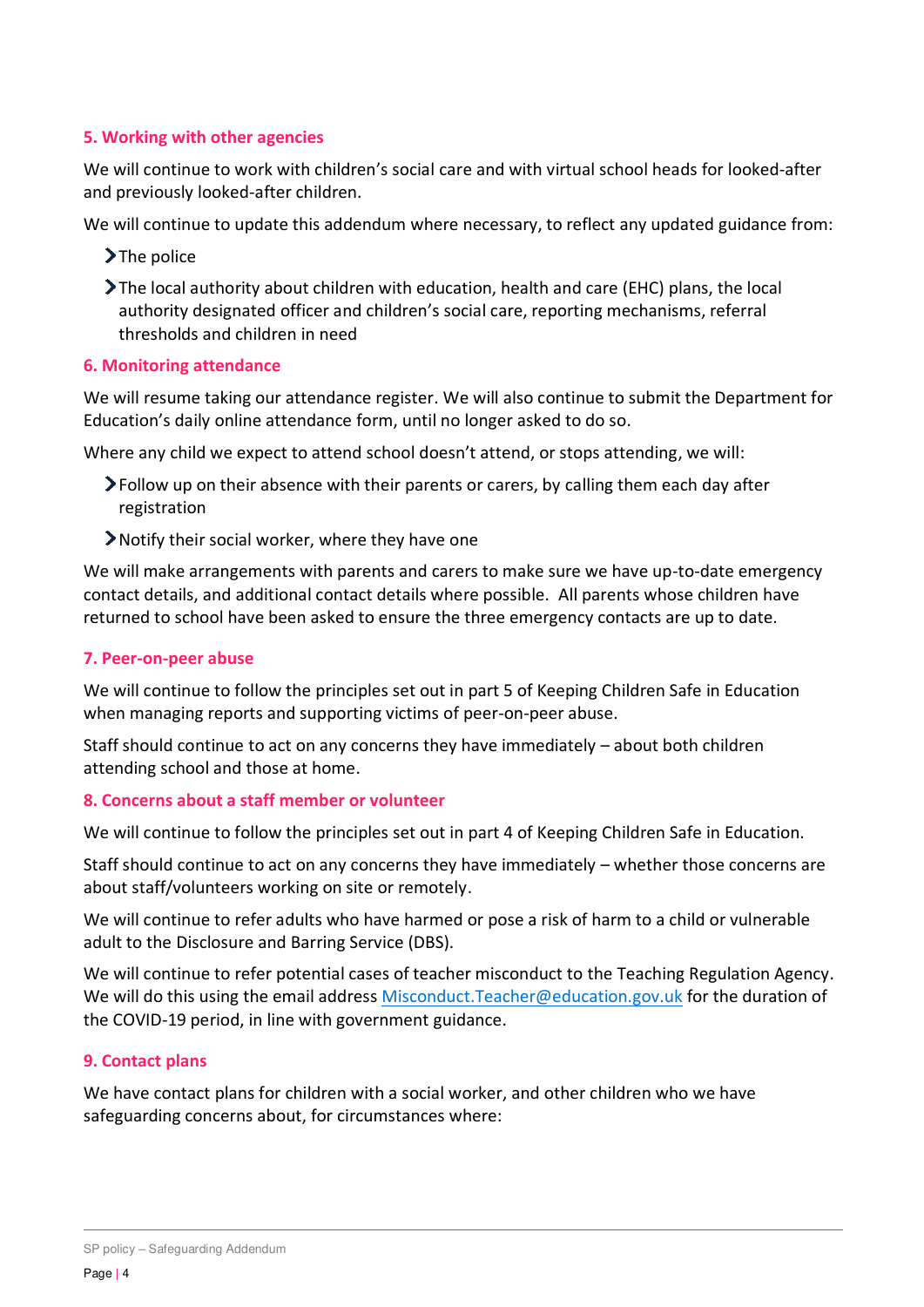## 5. Working with other agencies

We will continue to work with children's social care and with virtual school heads for looked-after and previously looked-after children.

We will continue to update this addendum where necessary, to reflect any updated guidance from:

- The police
- The local authority about children with education, health and care (EHC) plans, the local authority designated officer and children's social care, reporting mechanisms, referral thresholds and children in need

## 6. Monitoring attendance

We will resume taking our attendance register. We will also continue to submit the Department for Education's daily online attendance form, until no longer asked to do so.

Where any child we expect to attend school doesn't attend, or stops attending, we will:

- Follow up on their absence with their parents or carers, by calling them each day after registration
- Notify their social worker, where they have one

We will make arrangements with parents and carers to make sure we have up-to-date emergency contact details, and additional contact details where possible. All parents whose children have returned to school have been asked to ensure the three emergency contacts are up to date.

## 7. Peer-on-peer abuse

We will continue to follow the principles set out in part 5 of Keeping Children Safe in Education when managing reports and supporting victims of peer-on-peer abuse.

Staff should continue to act on any concerns they have immediately – about both children attending school and those at home.

## 8. Concerns about a staff member or volunteer

We will continue to follow the principles set out in part 4 of Keeping Children Safe in Education.

Staff should continue to act on any concerns they have immediately – whether those concerns are about staff/volunteers working on site or remotely.

We will continue to refer adults who have harmed or pose a risk of harm to a child or vulnerable adult to the Disclosure and Barring Service (DBS).

We will continue to refer potential cases of teacher misconduct to the Teaching Regulation Agency. We will do this using the email address Misconduct.Teacher@education.gov.uk for the duration of the COVID-19 period, in line with government guidance.

## 9. Contact plans

We have contact plans for children with a social worker, and other children who we have safeguarding concerns about, for circumstances where: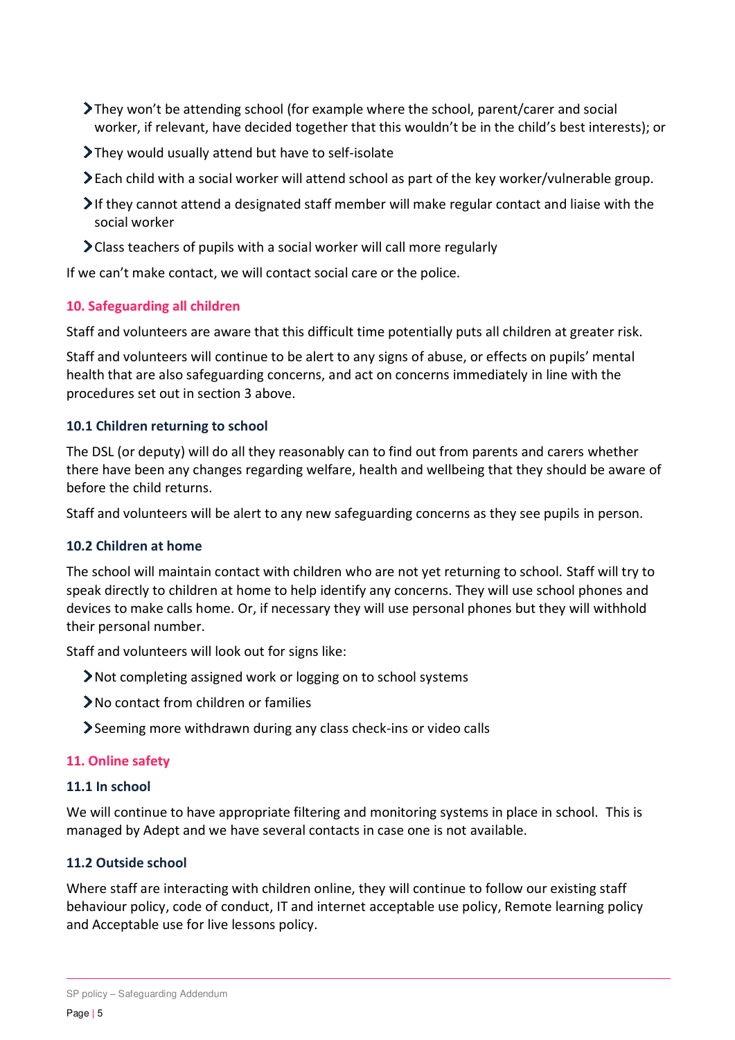- They won't be attending school (for example where the school, parent/carer and social worker, if relevant, have decided together that this wouldn't be in the child's best interests); or
- They would usually attend but have to self-isolate
- Each child with a social worker will attend school as part of the key worker/vulnerable group.
- If they cannot attend a designated staff member will make regular contact and liaise with the social worker
- Class teachers of pupils with a social worker will call more regularly

If we can't make contact, we will contact social care or the police.

## 10. Safeguarding all children

Staff and volunteers are aware that this difficult time potentially puts all children at greater risk.

Staff and volunteers will continue to be alert to any signs of abuse, or effects on pupils' mental health that are also safeguarding concerns, and act on concerns immediately in line with the procedures set out in section 3 above.

### 10.1 Children returning to school

The DSL (or deputy) will do all they reasonably can to find out from parents and carers whether there have been any changes regarding welfare, health and wellbeing that they should be aware of before the child returns.

Staff and volunteers will be alert to any new safeguarding concerns as they see pupils in person.

### 10.2 Children at home

The school will maintain contact with children who are not yet returning to school. Staff will try to speak directly to children at home to help identify any concerns. They will use school phones and devices to make calls home. Or, if necessary they will use personal phones but they will withhold their personal number.

Staff and volunteers will look out for signs like:

- Not completing assigned work or logging on to school systems
- No contact from children or families
- Seeming more withdrawn during any class check-ins or video calls

## 11. Online safety

### 11.1 In school

We will continue to have appropriate filtering and monitoring systems in place in school. This is managed by Adept and we have several contacts in case one is not available.

### 11.2 Outside school

Where staff are interacting with children online, they will continue to follow our existing staff behaviour policy, code of conduct, IT and internet acceptable use policy, Remote learning policy and Acceptable use for live lessons policy.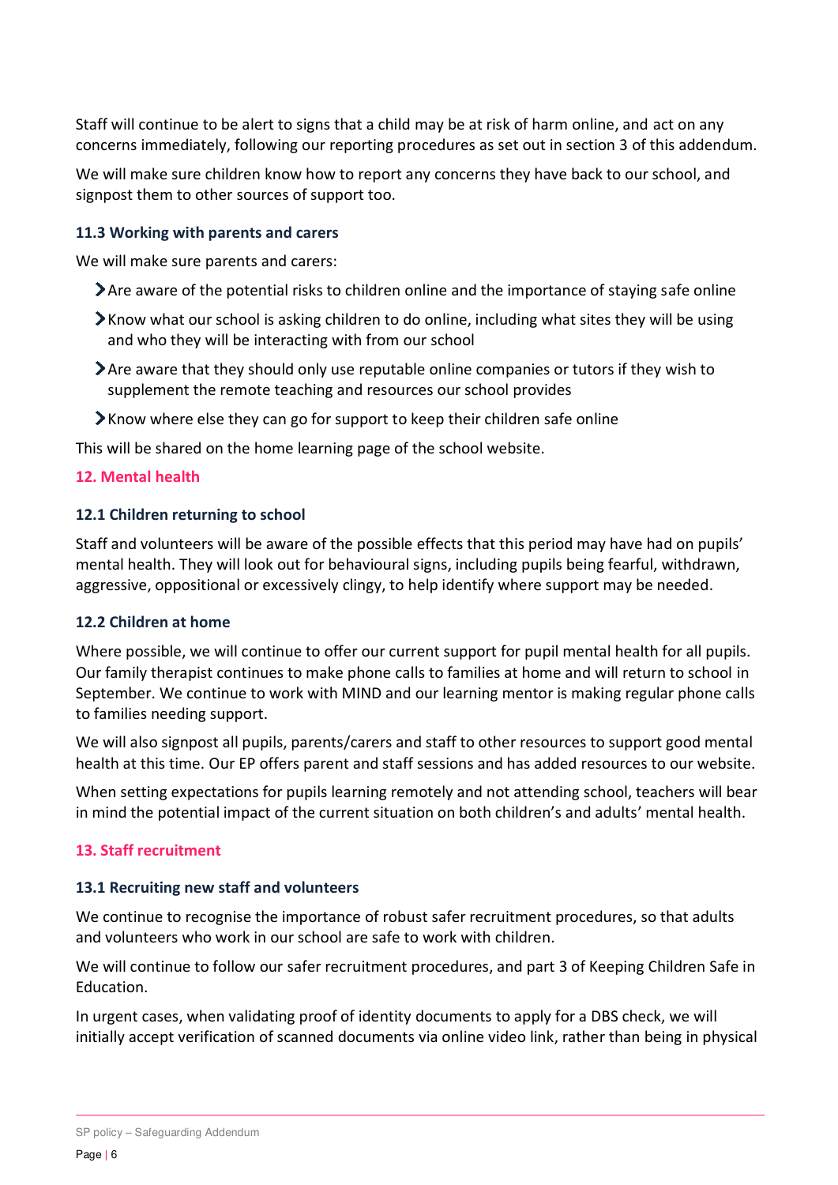Staff will continue to be alert to signs that a child may be at risk of harm online, and act on any concerns immediately, following our reporting procedures as set out in section 3 of this addendum.

We will make sure children know how to report any concerns they have back to our school, and signpost them to other sources of support too.

### 11.3 Working with parents and carers

We will make sure parents and carers:

- Are aware of the potential risks to children online and the importance of staying safe online
- Know what our school is asking children to do online, including what sites they will be using and who they will be interacting with from our school
- Are aware that they should only use reputable online companies or tutors if they wish to supplement the remote teaching and resources our school provides
- Know where else they can go for support to keep their children safe online

This will be shared on the home learning page of the school website.

## 12. Mental health

### 12.1 Children returning to school

Staff and volunteers will be aware of the possible effects that this period may have had on pupils' mental health. They will look out for behavioural signs, including pupils being fearful, withdrawn, aggressive, oppositional or excessively clingy, to help identify where support may be needed.

### 12.2 Children at home

Where possible, we will continue to offer our current support for pupil mental health for all pupils. Our family therapist continues to make phone calls to families at home and will return to school in September. We continue to work with MIND and our learning mentor is making regular phone calls to families needing support.

We will also signpost all pupils, parents/carers and staff to other resources to support good mental health at this time. Our EP offers parent and staff sessions and has added resources to our website.

When setting expectations for pupils learning remotely and not attending school, teachers will bear in mind the potential impact of the current situation on both children's and adults' mental health.

## 13. Staff recruitment

### 13.1 Recruiting new staff and volunteers

We continue to recognise the importance of robust safer recruitment procedures, so that adults and volunteers who work in our school are safe to work with children.

We will continue to follow our safer recruitment procedures, and part 3 of Keeping Children Safe in Education.

In urgent cases, when validating proof of identity documents to apply for a DBS check, we will initially accept verification of scanned documents via online video link, rather than being in physical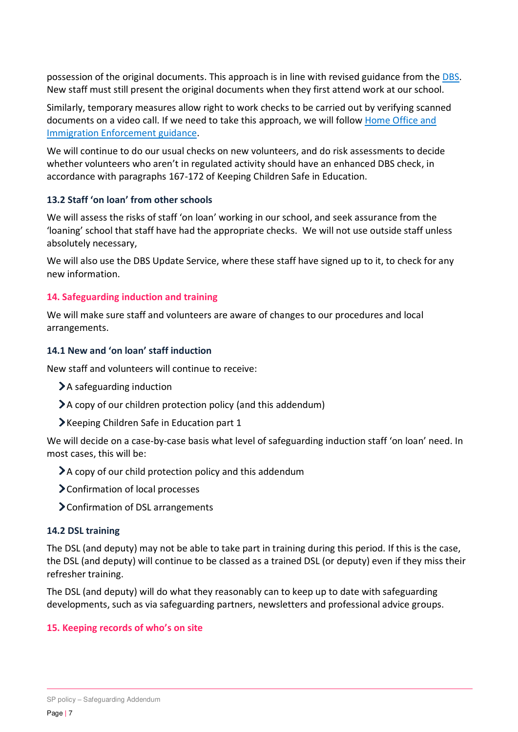possession of the original documents. This approach is in line with revised guidance from the [DBS](). New staff must still present the original documents when they first attend work at our school.

Similarly, temporary measures allow right to work checks to be carried out by verifying scanned documents on a video call. If we need to take this approach, we will follow [Home Office and Immigration Enforcement guidance]().

We will continue to do our usual checks on new volunteers, and do risk assessments to decide whether volunteers who aren't in regulated activity should have an enhanced DBS check, in accordance with paragraphs 167-172 of Keeping Children Safe in Education.

### 13.2 Staff 'on loan' from other schools

We will assess the risks of staff 'on loan' working in our school, and seek assurance from the 'loaning' school that staff have had the appropriate checks. We will not use outside staff unless absolutely necessary,

We will also use the DBS Update Service, where these staff have signed up to it, to check for any new information.

## 14. Safeguarding induction and training

We will make sure staff and volunteers are aware of changes to our procedures and local arrangements.

### 14.1 New and 'on loan' staff induction

New staff and volunteers will continue to receive:

- A safeguarding induction
- A copy of our children protection policy (and this addendum)
- Keeping Children Safe in Education part 1

We will decide on a case-by-case basis what level of safeguarding induction staff 'on loan' need. In most cases, this will be:

- A copy of our child protection policy and this addendum
- Confirmation of local processes
- Confirmation of DSL arrangements

### 14.2 DSL training

The DSL (and deputy) may not be able to take part in training during this period. If this is the case, the DSL (and deputy) will continue to be classed as a trained DSL (or deputy) even if they miss their refresher training.

The DSL (and deputy) will do what they reasonably can to keep up to date with safeguarding developments, such as via safeguarding partners, newsletters and professional advice groups.

## 15. Keeping records of who's on site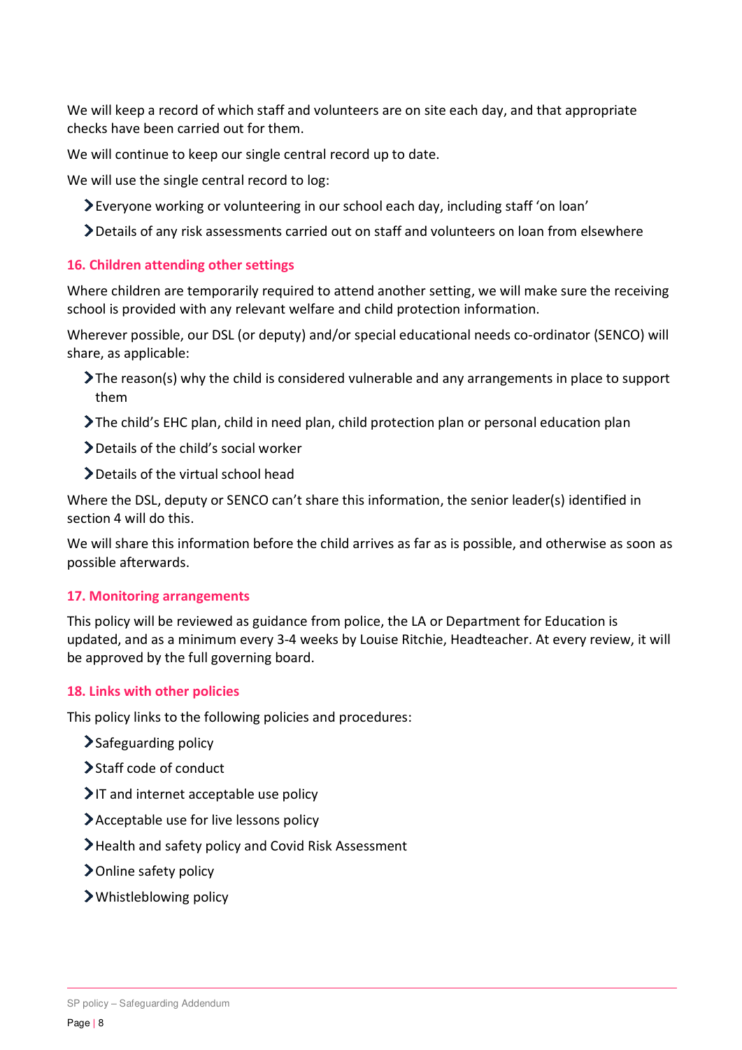We will keep a record of which staff and volunteers are on site each day, and that appropriate checks have been carried out for them.

We will continue to keep our single central record up to date.

We will use the single central record to log:

- Everyone working or volunteering in our school each day, including staff 'on loan'
- Details of any risk assessments carried out on staff and volunteers on loan from elsewhere

## 16. Children attending other settings

Where children are temporarily required to attend another setting, we will make sure the receiving school is provided with any relevant welfare and child protection information.

Wherever possible, our DSL (or deputy) and/or special educational needs co-ordinator (SENCO) will share, as applicable:

- The reason(s) why the child is considered vulnerable and any arrangements in place to support them
- The child's EHC plan, child in need plan, child protection plan or personal education plan
- Details of the child's social worker
- Details of the virtual school head

Where the DSL, deputy or SENCO can't share this information, the senior leader(s) identified in section 4 will do this.

We will share this information before the child arrives as far as is possible, and otherwise as soon as possible afterwards.

## 17. Monitoring arrangements

This policy will be reviewed as guidance from police, the LA or Department for Education is updated, and as a minimum every 3-4 weeks by Louise Ritchie, Headteacher. At every review, it will be approved by the full governing board.

## 18. Links with other policies

This policy links to the following policies and procedures:

- Safeguarding policy
- Staff code of conduct
- IT and internet acceptable use policy
- Acceptable use for live lessons policy
- Health and safety policy and Covid Risk Assessment
- Online safety policy
- Whistleblowing policy